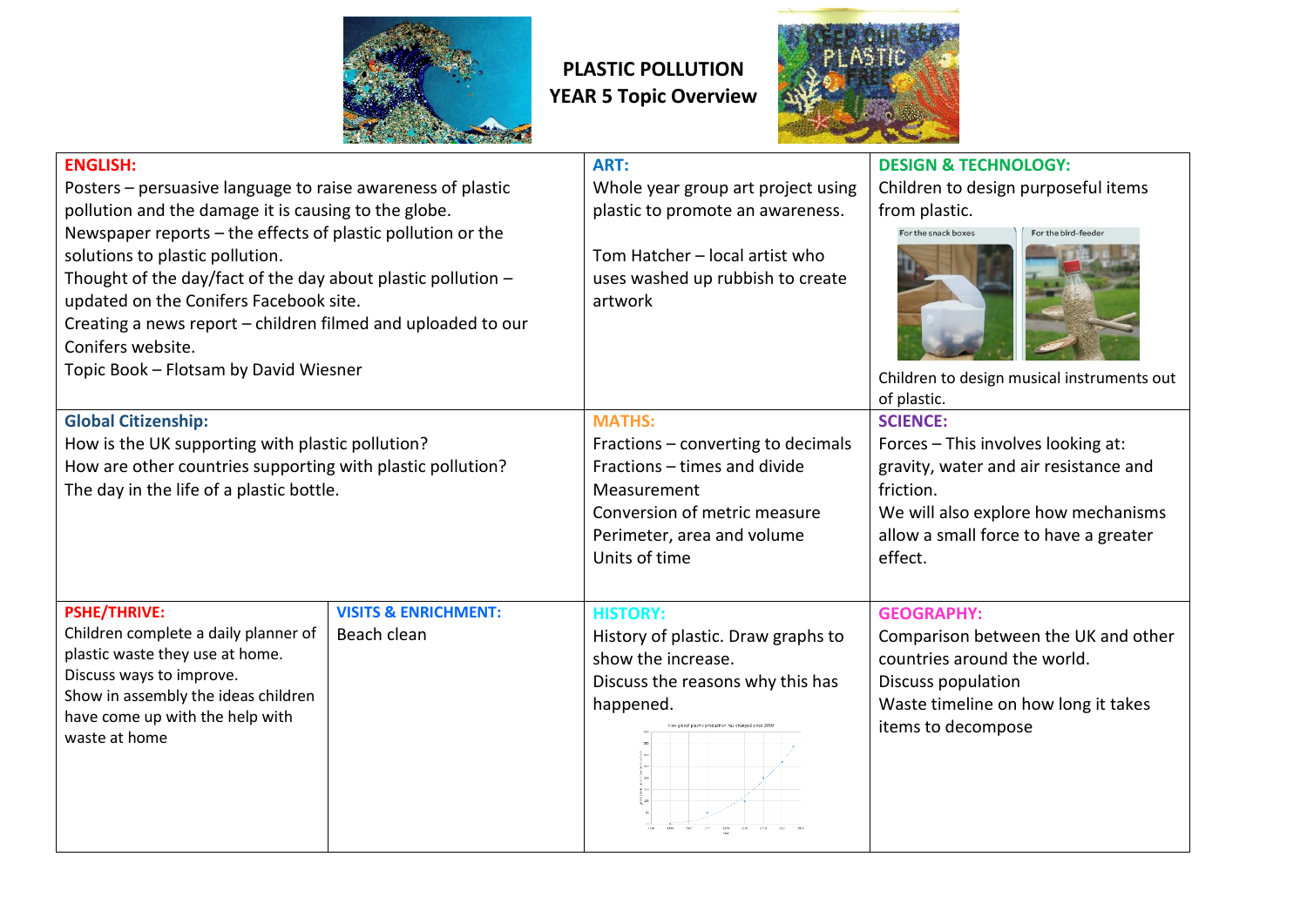# PLASTIC POLLUTION
## YEAR 5 Topic Overview

### ENGLISH:
Posters – persuasive language to raise awareness of plastic pollution and the damage it is causing to the globe.
Newspaper reports – the effects of plastic pollution or the solutions to plastic pollution.
Thought of the day/fact of the day about plastic pollution – updated on the Conifers Facebook site.
Creating a news report – children filmed and uploaded to our Conifers website.
Topic Book – Flotsam by David Wiesner

### ART:
Whole year group art project using plastic to promote an awareness.

Tom Hatcher – local artist who uses washed up rubbish to create artwork

### DESIGN & TECHNOLOGY:
Children to design purposeful items from plastic.

For the snack boxes | For the bird-feeder

Children to design musical instruments out of plastic.

### Global Citizenship:
How is the UK supporting with plastic pollution?
How are other countries supporting with plastic pollution?
The day in the life of a plastic bottle.

### MATHS:
Fractions – converting to decimals
Fractions – times and divide
Measurement
Conversion of metric measure
Perimeter, area and volume
Units of time

### SCIENCE:
Forces – This involves looking at: gravity, water and air resistance and friction.
We will also explore how mechanisms allow a small force to have a greater effect.

### PSHE/THRIVE:
Children complete a daily planner of plastic waste they use at home.
Discuss ways to improve.
Show in assembly the ideas children have come up with the help with waste at home

### VISITS & ENRICHMENT:
Beach clean

### HISTORY:
History of plastic. Draw graphs to show the increase.
Discuss the reasons why this has happened.

### GEOGRAPHY:
Comparison between the UK and other countries around the world.
Discuss population
Waste timeline on how long it takes items to decompose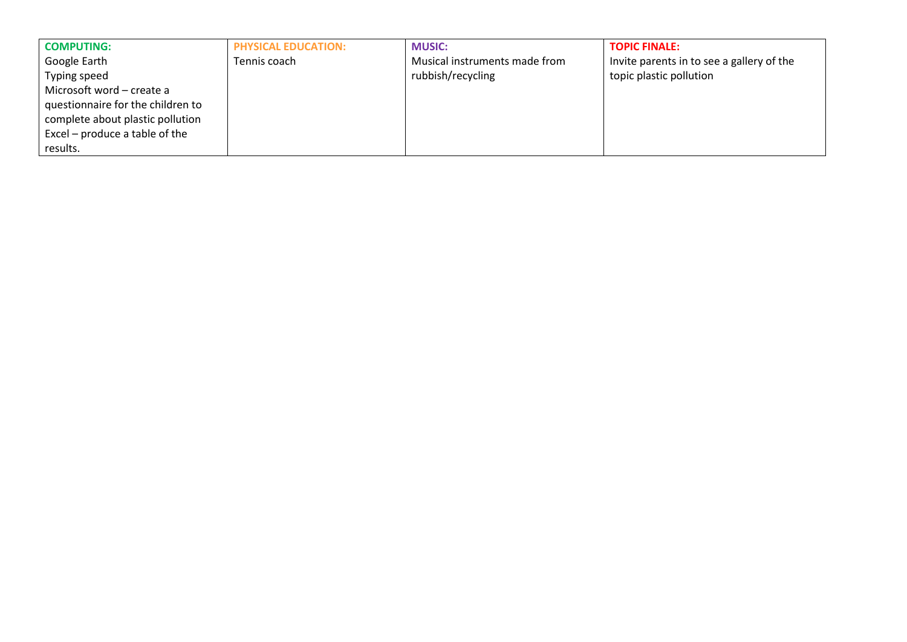| COMPUTING: | PHYSICAL EDUCATION: | MUSIC: | TOPIC FINALE: |
|---|---|---|---|
| Google Earth<br>Typing speed<br>Microsoft word – create a questionnaire for the children to complete about plastic pollution<br>Excel – produce a table of the results. | Tennis coach | Musical instruments made from rubbish/recycling | Invite parents in to see a gallery of the topic plastic pollution |